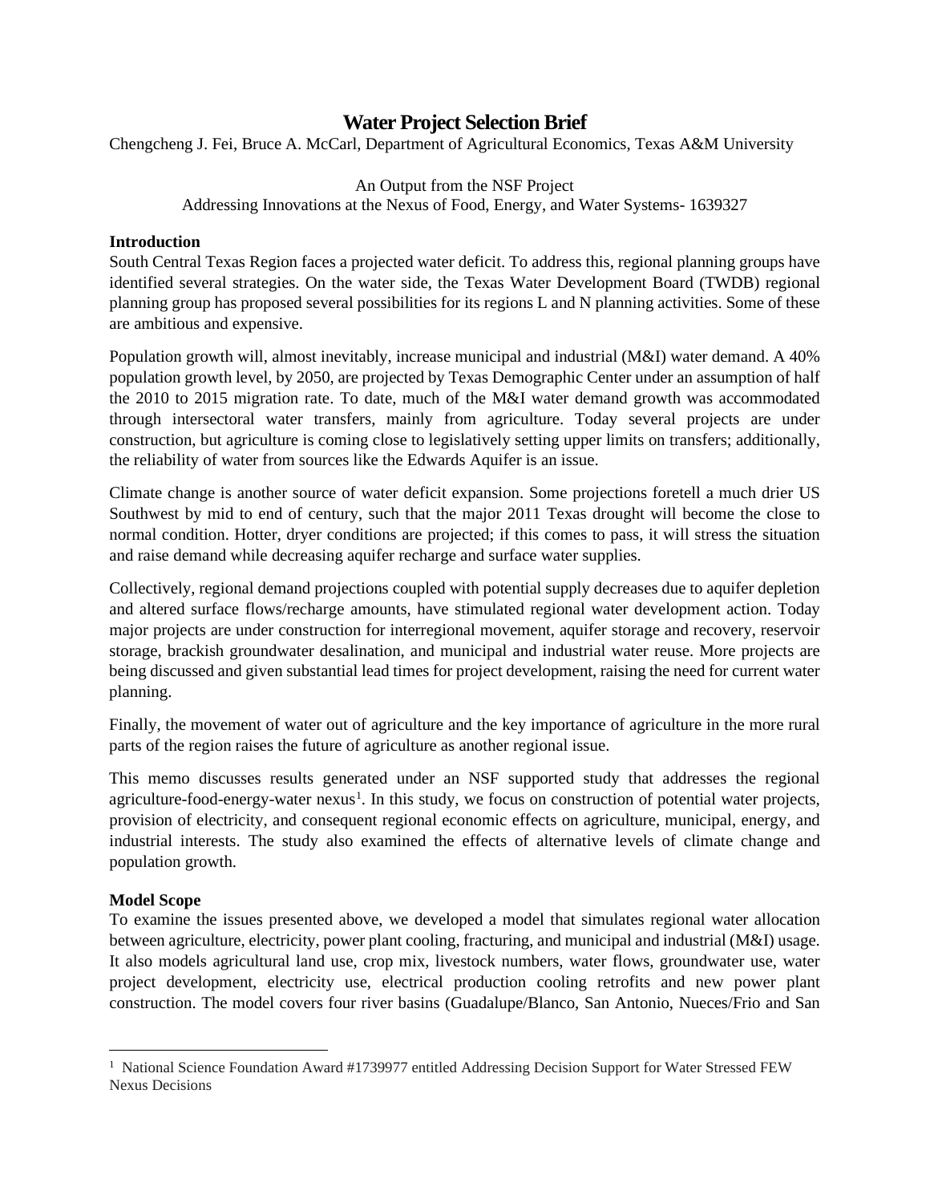# Water Project Selection Brief

Chengcheng J. Fei, Bruce A. McCarl, Department of Agricultural Economics, Texas A&M University

An Output from the NSF Project
Addressing Innovations at the Nexus of Food, Energy, and Water Systems- 1639327

## Introduction

South Central Texas Region faces a projected water deficit. To address this, regional planning groups have identified several strategies. On the water side, the Texas Water Development Board (TWDB) regional planning group has proposed several possibilities for its regions L and N planning activities. Some of these are ambitious and expensive.

Population growth will, almost inevitably, increase municipal and industrial (M&I) water demand. A 40% population growth level, by 2050, are projected by Texas Demographic Center under an assumption of half the 2010 to 2015 migration rate. To date, much of the M&I water demand growth was accommodated through intersectoral water transfers, mainly from agriculture. Today several projects are under construction, but agriculture is coming close to legislatively setting upper limits on transfers; additionally, the reliability of water from sources like the Edwards Aquifer is an issue.

Climate change is another source of water deficit expansion. Some projections foretell a much drier US Southwest by mid to end of century, such that the major 2011 Texas drought will become the close to normal condition. Hotter, dryer conditions are projected; if this comes to pass, it will stress the situation and raise demand while decreasing aquifer recharge and surface water supplies.

Collectively, regional demand projections coupled with potential supply decreases due to aquifer depletion and altered surface flows/recharge amounts, have stimulated regional water development action. Today major projects are under construction for interregional movement, aquifer storage and recovery, reservoir storage, brackish groundwater desalination, and municipal and industrial water reuse. More projects are being discussed and given substantial lead times for project development, raising the need for current water planning.

Finally, the movement of water out of agriculture and the key importance of agriculture in the more rural parts of the region raises the future of agriculture as another regional issue.

This memo discusses results generated under an NSF supported study that addresses the regional agriculture-food-energy-water nexus[1]. In this study, we focus on construction of potential water projects, provision of electricity, and consequent regional economic effects on agriculture, municipal, energy, and industrial interests. The study also examined the effects of alternative levels of climate change and population growth.

## Model Scope

To examine the issues presented above, we developed a model that simulates regional water allocation between agriculture, electricity, power plant cooling, fracturing, and municipal and industrial (M&I) usage. It also models agricultural land use, crop mix, livestock numbers, water flows, groundwater use, water project development, electricity use, electrical production cooling retrofits and new power plant construction. The model covers four river basins (Guadalupe/Blanco, San Antonio, Nueces/Frio and San

---

[1] National Science Foundation Award #1739977 entitled Addressing Decision Support for Water Stressed FEW Nexus Decisions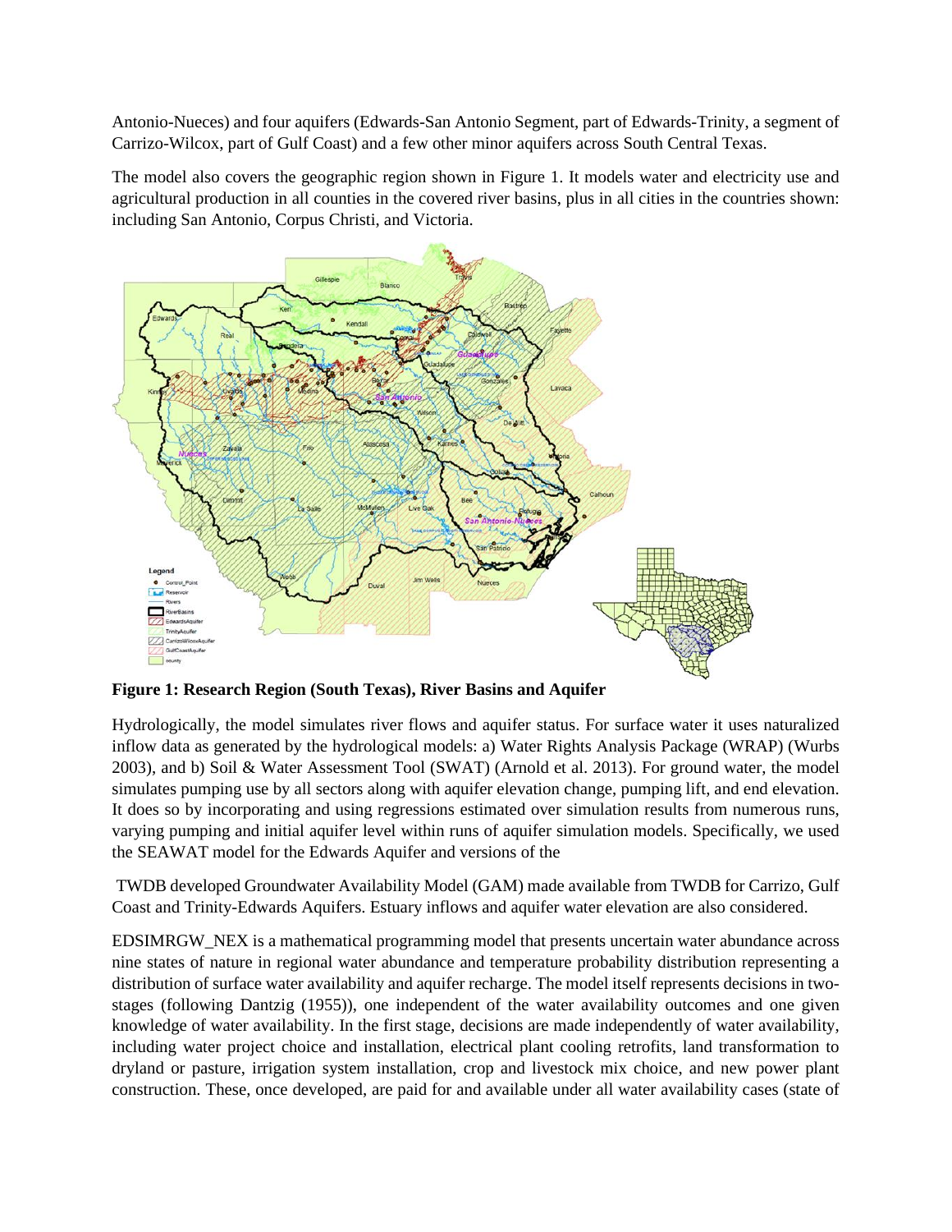Antonio-Nueces) and four aquifers (Edwards-San Antonio Segment, part of Edwards-Trinity, a segment of Carrizo-Wilcox, part of Gulf Coast) and a few other minor aquifers across South Central Texas.

The model also covers the geographic region shown in Figure 1. It models water and electricity use and agricultural production in all counties in the covered river basins, plus in all cities in the countries shown: including San Antonio, Corpus Christi, and Victoria.

**Figure 1: Research Region (South Texas), River Basins and Aquifer**

Hydrologically, the model simulates river flows and aquifer status. For surface water it uses naturalized inflow data as generated by the hydrological models: a) Water Rights Analysis Package (WRAP) (Wurbs 2003), and b) Soil & Water Assessment Tool (SWAT) (Arnold et al. 2013). For ground water, the model simulates pumping use by all sectors along with aquifer elevation change, pumping lift, and end elevation. It does so by incorporating and using regressions estimated over simulation results from numerous runs, varying pumping and initial aquifer level within runs of aquifer simulation models. Specifically, we used the SEAWAT model for the Edwards Aquifer and versions of the

TWDB developed Groundwater Availability Model (GAM) made available from TWDB for Carrizo, Gulf Coast and Trinity-Edwards Aquifers. Estuary inflows and aquifer water elevation are also considered.

EDSIMRGW_NEX is a mathematical programming model that presents uncertain water abundance across nine states of nature in regional water abundance and temperature probability distribution representing a distribution of surface water availability and aquifer recharge. The model itself represents decisions in two-stages (following Dantzig (1955)), one independent of the water availability outcomes and one given knowledge of water availability. In the first stage, decisions are made independently of water availability, including water project choice and installation, electrical plant cooling retrofits, land transformation to dryland or pasture, irrigation system installation, crop and livestock mix choice, and new power plant construction. These, once developed, are paid for and available under all water availability cases (state of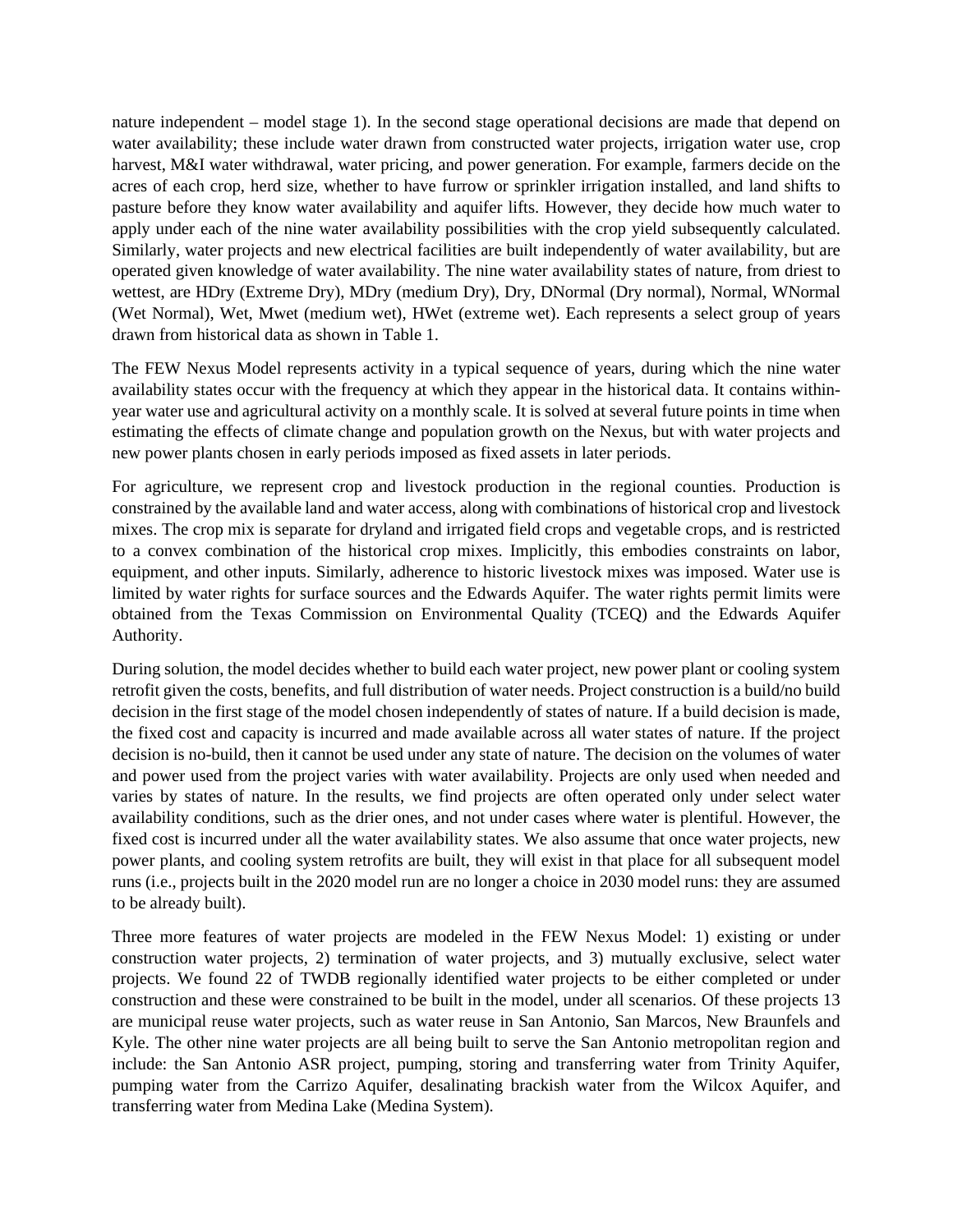nature independent – model stage 1). In the second stage operational decisions are made that depend on water availability; these include water drawn from constructed water projects, irrigation water use, crop harvest, M&I water withdrawal, water pricing, and power generation. For example, farmers decide on the acres of each crop, herd size, whether to have furrow or sprinkler irrigation installed, and land shifts to pasture before they know water availability and aquifer lifts. However, they decide how much water to apply under each of the nine water availability possibilities with the crop yield subsequently calculated. Similarly, water projects and new electrical facilities are built independently of water availability, but are operated given knowledge of water availability. The nine water availability states of nature, from driest to wettest, are HDry (Extreme Dry), MDry (medium Dry), Dry, DNormal (Dry normal), Normal, WNormal (Wet Normal), Wet, Mwet (medium wet), HWet (extreme wet). Each represents a select group of years drawn from historical data as shown in Table 1.

The FEW Nexus Model represents activity in a typical sequence of years, during which the nine water availability states occur with the frequency at which they appear in the historical data. It contains within-year water use and agricultural activity on a monthly scale. It is solved at several future points in time when estimating the effects of climate change and population growth on the Nexus, but with water projects and new power plants chosen in early periods imposed as fixed assets in later periods.

For agriculture, we represent crop and livestock production in the regional counties. Production is constrained by the available land and water access, along with combinations of historical crop and livestock mixes. The crop mix is separate for dryland and irrigated field crops and vegetable crops, and is restricted to a convex combination of the historical crop mixes. Implicitly, this embodies constraints on labor, equipment, and other inputs. Similarly, adherence to historic livestock mixes was imposed. Water use is limited by water rights for surface sources and the Edwards Aquifer. The water rights permit limits were obtained from the Texas Commission on Environmental Quality (TCEQ) and the Edwards Aquifer Authority.

During solution, the model decides whether to build each water project, new power plant or cooling system retrofit given the costs, benefits, and full distribution of water needs. Project construction is a build/no build decision in the first stage of the model chosen independently of states of nature. If a build decision is made, the fixed cost and capacity is incurred and made available across all water states of nature. If the project decision is no-build, then it cannot be used under any state of nature. The decision on the volumes of water and power used from the project varies with water availability. Projects are only used when needed and varies by states of nature. In the results, we find projects are often operated only under select water availability conditions, such as the drier ones, and not under cases where water is plentiful. However, the fixed cost is incurred under all the water availability states. We also assume that once water projects, new power plants, and cooling system retrofits are built, they will exist in that place for all subsequent model runs (i.e., projects built in the 2020 model run are no longer a choice in 2030 model runs: they are assumed to be already built).

Three more features of water projects are modeled in the FEW Nexus Model: 1) existing or under construction water projects, 2) termination of water projects, and 3) mutually exclusive, select water projects. We found 22 of TWDB regionally identified water projects to be either completed or under construction and these were constrained to be built in the model, under all scenarios. Of these projects 13 are municipal reuse water projects, such as water reuse in San Antonio, San Marcos, New Braunfels and Kyle. The other nine water projects are all being built to serve the San Antonio metropolitan region and include: the San Antonio ASR project, pumping, storing and transferring water from Trinity Aquifer, pumping water from the Carrizo Aquifer, desalinating brackish water from the Wilcox Aquifer, and transferring water from Medina Lake (Medina System).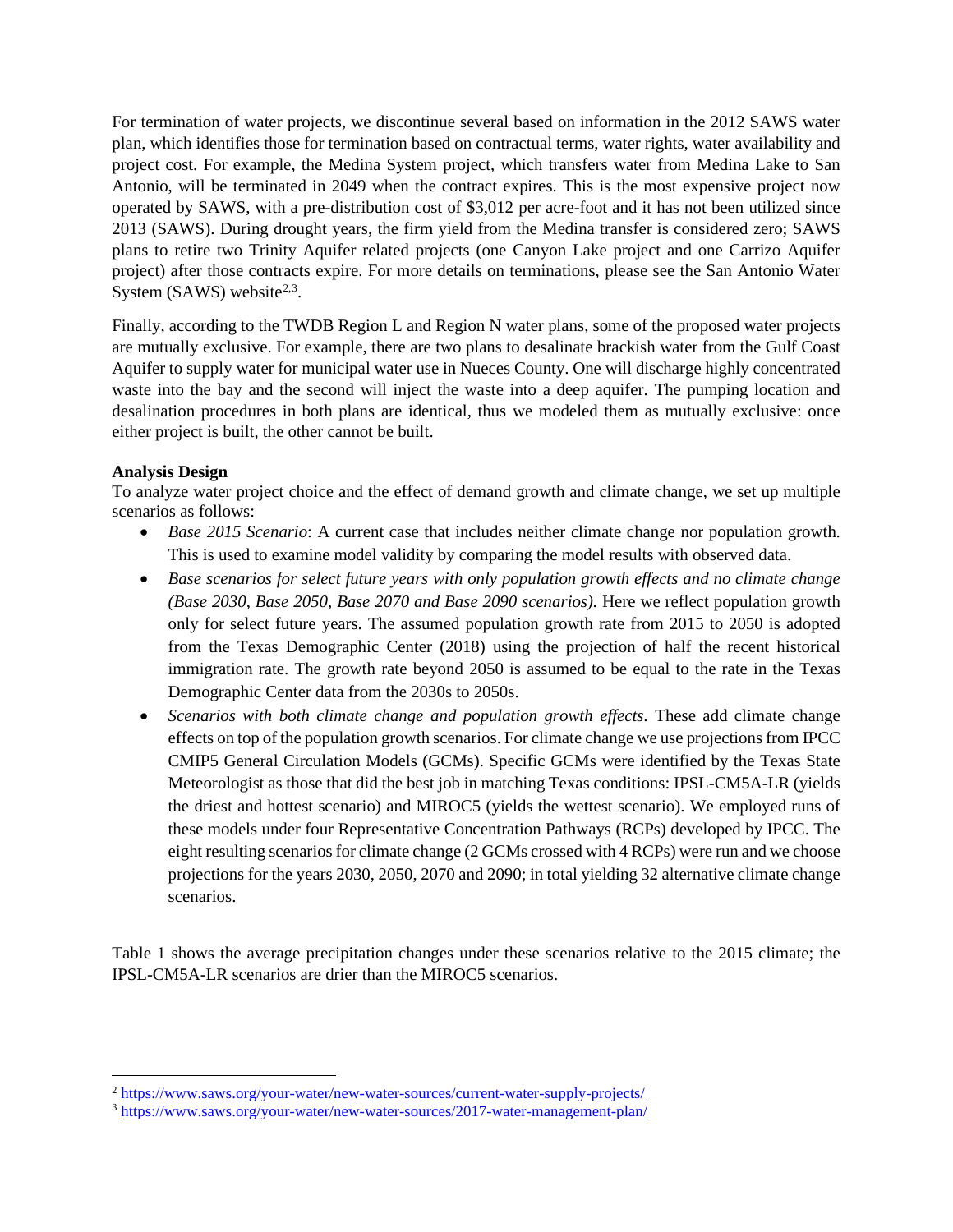For termination of water projects, we discontinue several based on information in the 2012 SAWS water plan, which identifies those for termination based on contractual terms, water rights, water availability and project cost. For example, the Medina System project, which transfers water from Medina Lake to San Antonio, will be terminated in 2049 when the contract expires. This is the most expensive project now operated by SAWS, with a pre-distribution cost of $3,012 per acre-foot and it has not been utilized since 2013 (SAWS). During drought years, the firm yield from the Medina transfer is considered zero; SAWS plans to retire two Trinity Aquifer related projects (one Canyon Lake project and one Carrizo Aquifer project) after those contracts expire. For more details on terminations, please see the San Antonio Water System (SAWS) website[2,3].

Finally, according to the TWDB Region L and Region N water plans, some of the proposed water projects are mutually exclusive. For example, there are two plans to desalinate brackish water from the Gulf Coast Aquifer to supply water for municipal water use in Nueces County. One will discharge highly concentrated waste into the bay and the second will inject the waste into a deep aquifer. The pumping location and desalination procedures in both plans are identical, thus we modeled them as mutually exclusive: once either project is built, the other cannot be built.

**Analysis Design**

To analyze water project choice and the effect of demand growth and climate change, we set up multiple scenarios as follows:

- *Base 2015 Scenario*: A current case that includes neither climate change nor population growth. This is used to examine model validity by comparing the model results with observed data.
- *Base scenarios for select future years with only population growth effects and no climate change (Base 2030, Base 2050, Base 2070 and Base 2090 scenarios)*. Here we reflect population growth only for select future years. The assumed population growth rate from 2015 to 2050 is adopted from the Texas Demographic Center (2018) using the projection of half the recent historical immigration rate. The growth rate beyond 2050 is assumed to be equal to the rate in the Texas Demographic Center data from the 2030s to 2050s.
- *Scenarios with both climate change and population growth effects*. These add climate change effects on top of the population growth scenarios. For climate change we use projections from IPCC CMIP5 General Circulation Models (GCMs). Specific GCMs were identified by the Texas State Meteorologist as those that did the best job in matching Texas conditions: IPSL-CM5A-LR (yields the driest and hottest scenario) and MIROC5 (yields the wettest scenario). We employed runs of these models under four Representative Concentration Pathways (RCPs) developed by IPCC. The eight resulting scenarios for climate change (2 GCMs crossed with 4 RCPs) were run and we choose projections for the years 2030, 2050, 2070 and 2090; in total yielding 32 alternative climate change scenarios.

Table 1 shows the average precipitation changes under these scenarios relative to the 2015 climate; the IPSL-CM5A-LR scenarios are drier than the MIROC5 scenarios.

[2] https://www.saws.org/your-water/new-water-sources/current-water-supply-projects/

[3] https://www.saws.org/your-water/new-water-sources/2017-water-management-plan/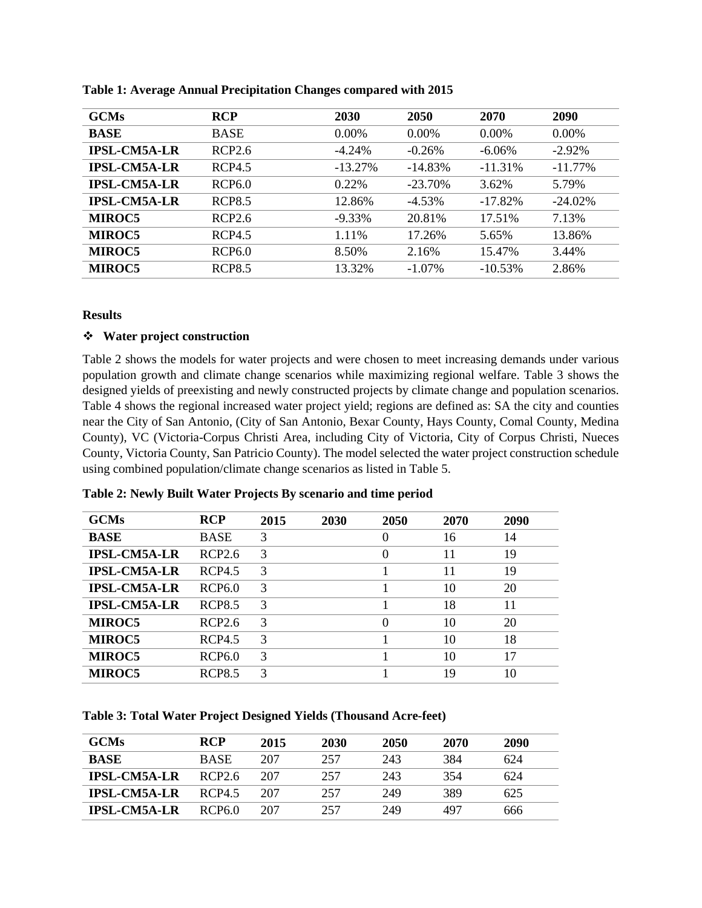**Table 1: Average Annual Precipitation Changes compared with 2015**

| GCMs | RCP | 2030 | 2050 | 2070 | 2090 |
|---|---|---|---|---|---|
| **BASE** | BASE | 0.00% | 0.00% | 0.00% | 0.00% |
| **IPSL-CM5A-LR** | RCP2.6 | -4.24% | -0.26% | -6.06% | -2.92% |
| **IPSL-CM5A-LR** | RCP4.5 | -13.27% | -14.83% | -11.31% | -11.77% |
| **IPSL-CM5A-LR** | RCP6.0 | 0.22% | -23.70% | 3.62% | 5.79% |
| **IPSL-CM5A-LR** | RCP8.5 | 12.86% | -4.53% | -17.82% | -24.02% |
| **MIROC5** | RCP2.6 | -9.33% | 20.81% | 17.51% | 7.13% |
| **MIROC5** | RCP4.5 | 1.11% | 17.26% | 5.65% | 13.86% |
| **MIROC5** | RCP6.0 | 8.50% | 2.16% | 15.47% | 3.44% |
| **MIROC5** | RCP8.5 | 13.32% | -1.07% | -10.53% | 2.86% |

**Results**

- **Water project construction**

Table 2 shows the models for water projects and were chosen to meet increasing demands under various population growth and climate change scenarios while maximizing regional welfare. Table 3 shows the designed yields of preexisting and newly constructed projects by climate change and population scenarios. Table 4 shows the regional increased water project yield; regions are defined as: SA the city and counties near the City of San Antonio, (City of San Antonio, Bexar County, Hays County, Comal County, Medina County), VC (Victoria-Corpus Christi Area, including City of Victoria, City of Corpus Christi, Nueces County, Victoria County, San Patricio County). The model selected the water project construction schedule using combined population/climate change scenarios as listed in Table 5.

**Table 2: Newly Built Water Projects By scenario and time period**

| GCMs | RCP | 2015 | 2030 | 2050 | 2070 | 2090 |
|---|---|---|---|---|---|---|
| **BASE** | BASE | 3 | | 0 | 16 | 14 |
| **IPSL-CM5A-LR** | RCP2.6 | 3 | | 0 | 11 | 19 |
| **IPSL-CM5A-LR** | RCP4.5 | 3 | | 1 | 11 | 19 |
| **IPSL-CM5A-LR** | RCP6.0 | 3 | | 1 | 10 | 20 |
| **IPSL-CM5A-LR** | RCP8.5 | 3 | | 1 | 18 | 11 |
| **MIROC5** | RCP2.6 | 3 | | 0 | 10 | 20 |
| **MIROC5** | RCP4.5 | 3 | | 1 | 10 | 18 |
| **MIROC5** | RCP6.0 | 3 | | 1 | 10 | 17 |
| **MIROC5** | RCP8.5 | 3 | | 1 | 19 | 10 |

**Table 3: Total Water Project Designed Yields (Thousand Acre-feet)**

| GCMs | RCP | 2015 | 2030 | 2050 | 2070 | 2090 |
|---|---|---|---|---|---|---|
| **BASE** | BASE | 207 | 257 | 243 | 384 | 624 |
| **IPSL-CM5A-LR** | RCP2.6 | 207 | 257 | 243 | 354 | 624 |
| **IPSL-CM5A-LR** | RCP4.5 | 207 | 257 | 249 | 389 | 625 |
| **IPSL-CM5A-LR** | RCP6.0 | 207 | 257 | 249 | 497 | 666 |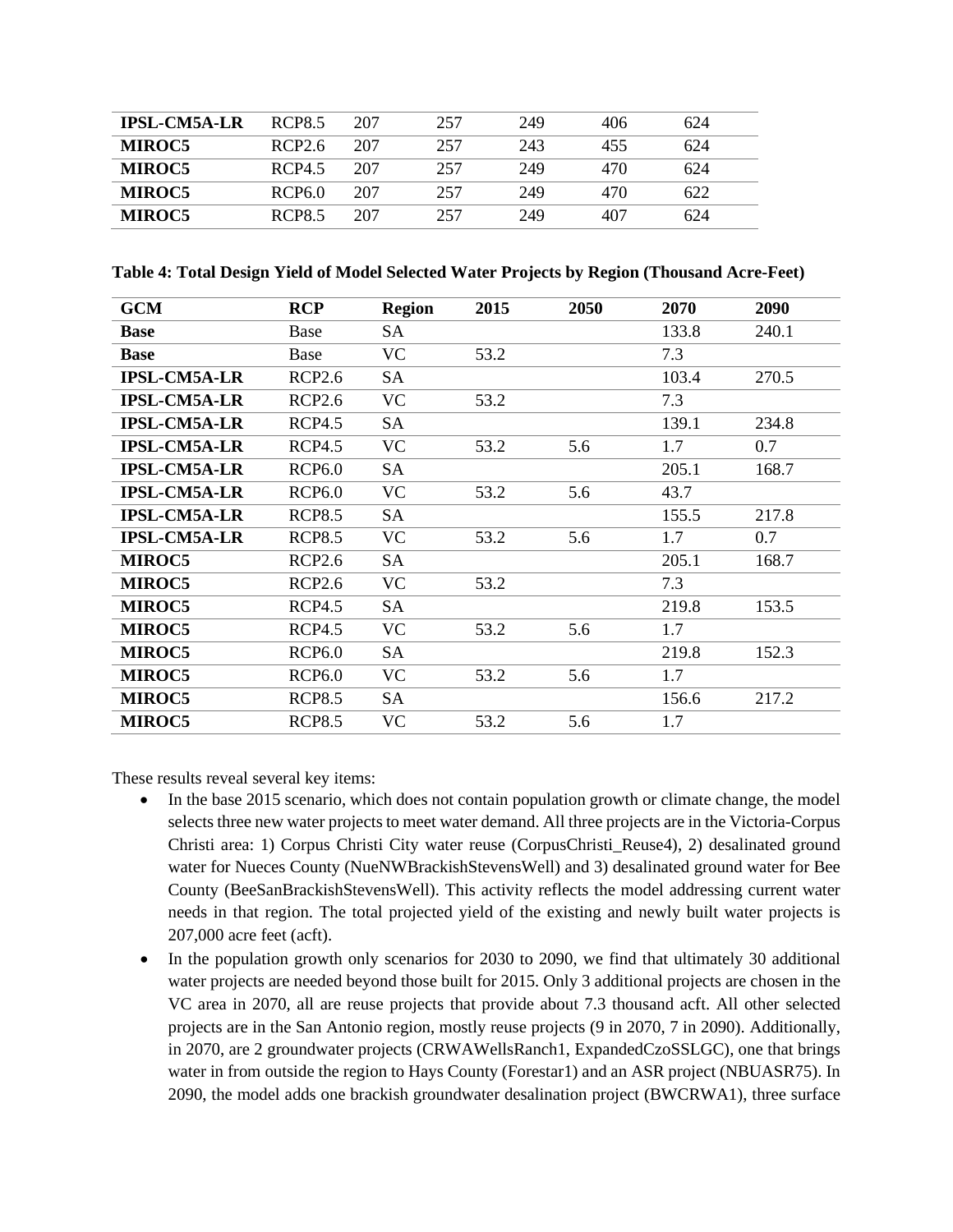| | | | | | | |
|---|---|---|---|---|---|---|
| **IPSL-CM5A-LR** | RCP8.5 | 207 | 257 | 249 | 406 | 624 |
| **MIROC5** | RCP2.6 | 207 | 257 | 243 | 455 | 624 |
| **MIROC5** | RCP4.5 | 207 | 257 | 249 | 470 | 624 |
| **MIROC5** | RCP6.0 | 207 | 257 | 249 | 470 | 622 |
| **MIROC5** | RCP8.5 | 207 | 257 | 249 | 407 | 624 |

**Table 4: Total Design Yield of Model Selected Water Projects by Region (Thousand Acre-Feet)**

| GCM | RCP | Region | 2015 | 2050 | 2070 | 2090 |
|---|---|---|---|---|---|---|
| **Base** | Base | SA | | | 133.8 | 240.1 |
| **Base** | Base | VC | 53.2 | | 7.3 | |
| **IPSL-CM5A-LR** | RCP2.6 | SA | | | 103.4 | 270.5 |
| **IPSL-CM5A-LR** | RCP2.6 | VC | 53.2 | | 7.3 | |
| **IPSL-CM5A-LR** | RCP4.5 | SA | | | 139.1 | 234.8 |
| **IPSL-CM5A-LR** | RCP4.5 | VC | 53.2 | 5.6 | 1.7 | 0.7 |
| **IPSL-CM5A-LR** | RCP6.0 | SA | | | 205.1 | 168.7 |
| **IPSL-CM5A-LR** | RCP6.0 | VC | 53.2 | 5.6 | 43.7 | |
| **IPSL-CM5A-LR** | RCP8.5 | SA | | | 155.5 | 217.8 |
| **IPSL-CM5A-LR** | RCP8.5 | VC | 53.2 | 5.6 | 1.7 | 0.7 |
| **MIROC5** | RCP2.6 | SA | | | 205.1 | 168.7 |
| **MIROC5** | RCP2.6 | VC | 53.2 | | 7.3 | |
| **MIROC5** | RCP4.5 | SA | | | 219.8 | 153.5 |
| **MIROC5** | RCP4.5 | VC | 53.2 | 5.6 | 1.7 | |
| **MIROC5** | RCP6.0 | SA | | | 219.8 | 152.3 |
| **MIROC5** | RCP6.0 | VC | 53.2 | 5.6 | 1.7 | |
| **MIROC5** | RCP8.5 | SA | | | 156.6 | 217.2 |
| **MIROC5** | RCP8.5 | VC | 53.2 | 5.6 | 1.7 | |

These results reveal several key items:

- In the base 2015 scenario, which does not contain population growth or climate change, the model selects three new water projects to meet water demand. All three projects are in the Victoria-Corpus Christi area: 1) Corpus Christi City water reuse (CorpusChristi_Reuse4), 2) desalinated ground water for Nueces County (NueNWBrackishStevensWell) and 3) desalinated ground water for Bee County (BeeSanBrackishStevensWell). This activity reflects the model addressing current water needs in that region. The total projected yield of the existing and newly built water projects is 207,000 acre feet (acft).
- In the population growth only scenarios for 2030 to 2090, we find that ultimately 30 additional water projects are needed beyond those built for 2015. Only 3 additional projects are chosen in the VC area in 2070, all are reuse projects that provide about 7.3 thousand acft. All other selected projects are in the San Antonio region, mostly reuse projects (9 in 2070, 7 in 2090). Additionally, in 2070, are 2 groundwater projects (CRWAWellsRanch1, ExpandedCzoSSLGC), one that brings water in from outside the region to Hays County (Forestar1) and an ASR project (NBUASR75). In 2090, the model adds one brackish groundwater desalination project (BWCRWA1), three surface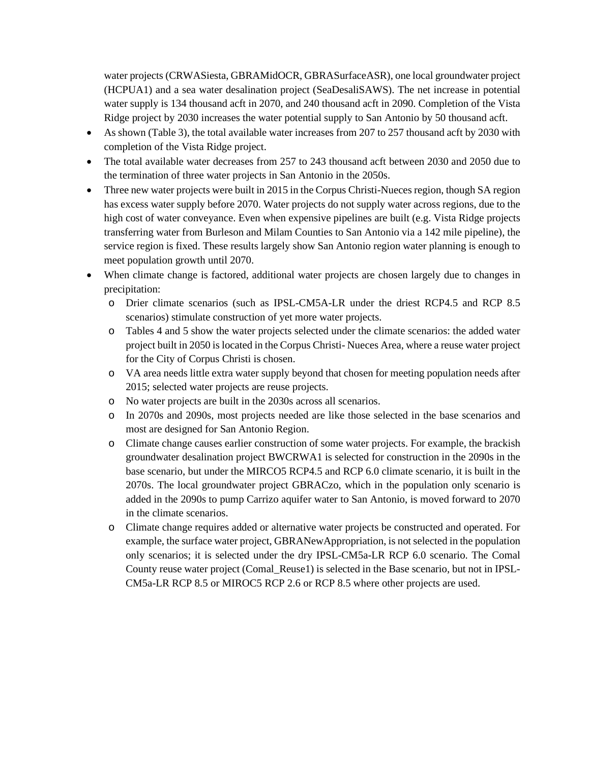water projects (CRWASiesta, GBRAMidOCR, GBRASurfaceASR), one local groundwater project (HCPUA1) and a sea water desalination project (SeaDesaliSAWS). The net increase in potential water supply is 134 thousand acft in 2070, and 240 thousand acft in 2090. Completion of the Vista Ridge project by 2030 increases the water potential supply to San Antonio by 50 thousand acft.

- As shown (Table 3), the total available water increases from 207 to 257 thousand acft by 2030 with completion of the Vista Ridge project.
- The total available water decreases from 257 to 243 thousand acft between 2030 and 2050 due to the termination of three water projects in San Antonio in the 2050s.
- Three new water projects were built in 2015 in the Corpus Christi-Nueces region, though SA region has excess water supply before 2070. Water projects do not supply water across regions, due to the high cost of water conveyance. Even when expensive pipelines are built (e.g. Vista Ridge projects transferring water from Burleson and Milam Counties to San Antonio via a 142 mile pipeline), the service region is fixed. These results largely show San Antonio region water planning is enough to meet population growth until 2070.
- When climate change is factored, additional water projects are chosen largely due to changes in precipitation:
  - Drier climate scenarios (such as IPSL-CM5A-LR under the driest RCP4.5 and RCP 8.5 scenarios) stimulate construction of yet more water projects.
  - Tables 4 and 5 show the water projects selected under the climate scenarios: the added water project built in 2050 is located in the Corpus Christi- Nueces Area, where a reuse water project for the City of Corpus Christi is chosen.
  - VA area needs little extra water supply beyond that chosen for meeting population needs after 2015; selected water projects are reuse projects.
  - No water projects are built in the 2030s across all scenarios.
  - In 2070s and 2090s, most projects needed are like those selected in the base scenarios and most are designed for San Antonio Region.
  - Climate change causes earlier construction of some water projects. For example, the brackish groundwater desalination project BWCRWA1 is selected for construction in the 2090s in the base scenario, but under the MIRCO5 RCP4.5 and RCP 6.0 climate scenario, it is built in the 2070s. The local groundwater project GBRACzo, which in the population only scenario is added in the 2090s to pump Carrizo aquifer water to San Antonio, is moved forward to 2070 in the climate scenarios.
  - Climate change requires added or alternative water projects be constructed and operated. For example, the surface water project, GBRANewAppropriation, is not selected in the population only scenarios; it is selected under the dry IPSL-CM5a-LR RCP 6.0 scenario. The Comal County reuse water project (Comal_Reuse1) is selected in the Base scenario, but not in IPSL-CM5a-LR RCP 8.5 or MIROC5 RCP 2.6 or RCP 8.5 where other projects are used.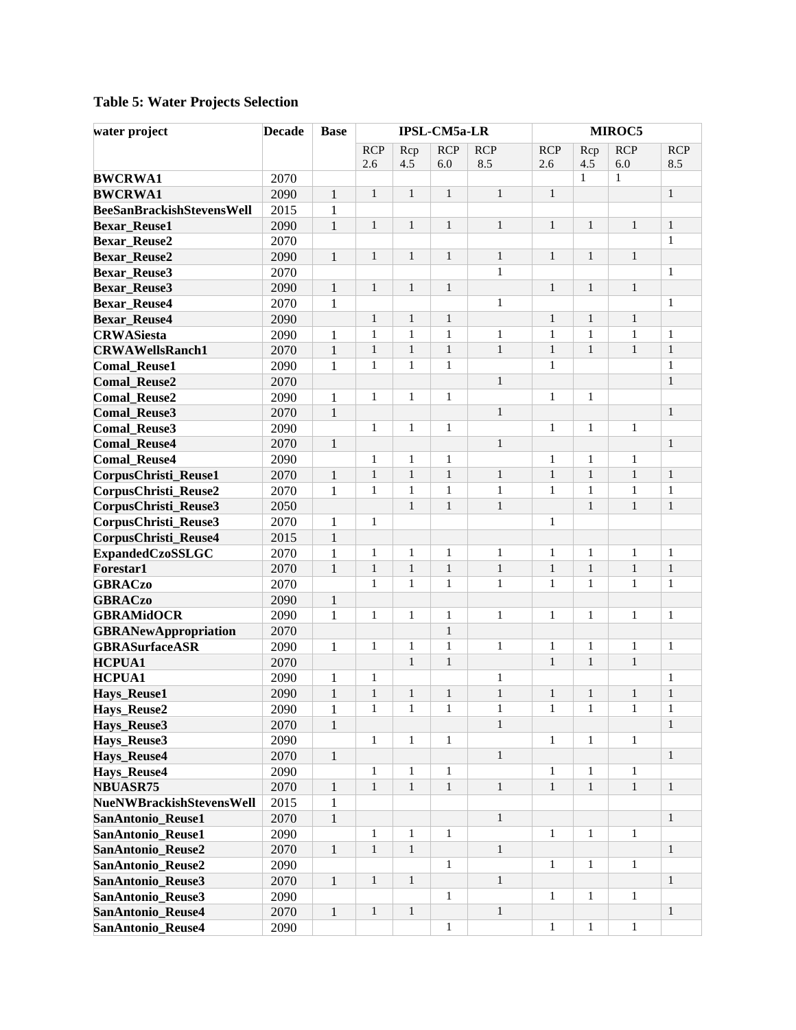### Table 5: Water Projects Selection

| water project | Decade | Base | IPSL-CM5a-LR | | | | MIROC5 | | | |
|---|---|---|---|---|---|---|---|---|---|---|
| | | | RCP 2.6 | Rcp 4.5 | RCP 6.0 | RCP 8.5 | RCP 2.6 | Rcp 4.5 | RCP 6.0 | RCP 8.5 |
| **BWCRWA1** | 2070 | | | | | | | 1 | 1 | |
| **BWCRWA1** | 2090 | 1 | 1 | 1 | 1 | 1 | 1 | | | 1 |
| **BeeSanBrackishStevensWell** | 2015 | 1 | | | | | | | | |
| **Bexar_Reuse1** | 2090 | 1 | 1 | 1 | 1 | 1 | 1 | 1 | 1 | 1 |
| **Bexar_Reuse2** | 2070 | | | | | | | | | 1 |
| **Bexar_Reuse2** | 2090 | 1 | 1 | 1 | 1 | 1 | 1 | 1 | 1 | |
| **Bexar_Reuse3** | 2070 | | | | | 1 | | | | 1 |
| **Bexar_Reuse3** | 2090 | 1 | 1 | 1 | 1 | | 1 | 1 | 1 | |
| **Bexar_Reuse4** | 2070 | 1 | | | | 1 | | | | 1 |
| **Bexar_Reuse4** | 2090 | | 1 | 1 | 1 | | 1 | 1 | 1 | |
| **CRWASiesta** | 2090 | 1 | 1 | 1 | 1 | 1 | 1 | 1 | 1 | 1 |
| **CRWAWellsRanch1** | 2070 | 1 | 1 | 1 | 1 | 1 | 1 | 1 | 1 | 1 |
| **Comal_Reuse1** | 2090 | 1 | 1 | 1 | 1 | | 1 | | | 1 |
| **Comal_Reuse2** | 2070 | | | | | 1 | | | | 1 |
| **Comal_Reuse2** | 2090 | 1 | 1 | 1 | 1 | | 1 | 1 | | |
| **Comal_Reuse3** | 2070 | 1 | | | | 1 | | | | 1 |
| **Comal_Reuse3** | 2090 | | 1 | 1 | 1 | | 1 | 1 | 1 | |
| **Comal_Reuse4** | 2070 | 1 | | | | 1 | | | | 1 |
| **Comal_Reuse4** | 2090 | | 1 | 1 | 1 | | 1 | 1 | 1 | |
| **CorpusChristi_Reuse1** | 2070 | 1 | 1 | 1 | 1 | 1 | 1 | 1 | 1 | 1 |
| **CorpusChristi_Reuse2** | 2070 | 1 | 1 | 1 | 1 | 1 | 1 | 1 | 1 | 1 |
| **CorpusChristi_Reuse3** | 2050 | | | 1 | 1 | 1 | | 1 | 1 | 1 |
| **CorpusChristi_Reuse3** | 2070 | 1 | 1 | | | | 1 | | | |
| **CorpusChristi_Reuse4** | 2015 | 1 | | | | | | | | |
| **ExpandedCzoSSLGC** | 2070 | 1 | 1 | 1 | 1 | 1 | 1 | 1 | 1 | 1 |
| **Forestar1** | 2070 | 1 | 1 | 1 | 1 | 1 | 1 | 1 | 1 | 1 |
| **GBRACzo** | 2070 | | 1 | 1 | 1 | 1 | 1 | 1 | 1 | 1 |
| **GBRACzo** | 2090 | 1 | | | | | | | | |
| **GBRAMidOCR** | 2090 | 1 | 1 | 1 | 1 | 1 | 1 | 1 | 1 | 1 |
| **GBRANewAppropriation** | 2070 | | | | 1 | | | | | |
| **GBRASurfaceASR** | 2090 | 1 | 1 | 1 | 1 | 1 | 1 | 1 | 1 | 1 |
| **HCPUA1** | 2070 | | | 1 | 1 | | 1 | 1 | 1 | |
| **HCPUA1** | 2090 | 1 | 1 | | | 1 | | | | 1 |
| **Hays_Reuse1** | 2090 | 1 | 1 | 1 | 1 | 1 | 1 | 1 | 1 | 1 |
| **Hays_Reuse2** | 2090 | 1 | 1 | 1 | 1 | 1 | 1 | 1 | 1 | 1 |
| **Hays_Reuse3** | 2070 | 1 | | | | 1 | | | | 1 |
| **Hays_Reuse3** | 2090 | | 1 | 1 | 1 | | 1 | 1 | 1 | |
| **Hays_Reuse4** | 2070 | 1 | | | | 1 | | | | 1 |
| **Hays_Reuse4** | 2090 | | 1 | 1 | 1 | | 1 | 1 | 1 | |
| **NBUASR75** | 2070 | 1 | 1 | 1 | 1 | 1 | 1 | 1 | 1 | 1 |
| **NueNWBrackishStevensWell** | 2015 | 1 | | | | | | | | |
| **SanAntonio_Reuse1** | 2070 | 1 | | | | 1 | | | | 1 |
| **SanAntonio_Reuse1** | 2090 | | 1 | 1 | 1 | | 1 | 1 | 1 | |
| **SanAntonio_Reuse2** | 2070 | 1 | 1 | 1 | | 1 | | | | 1 |
| **SanAntonio_Reuse2** | 2090 | | | | 1 | | 1 | 1 | 1 | |
| **SanAntonio_Reuse3** | 2070 | 1 | 1 | 1 | | 1 | | | | 1 |
| **SanAntonio_Reuse3** | 2090 | | | | 1 | | 1 | 1 | 1 | |
| **SanAntonio_Reuse4** | 2070 | 1 | 1 | 1 | | 1 | | | | 1 |
| **SanAntonio_Reuse4** | 2090 | | | | 1 | | 1 | 1 | 1 | |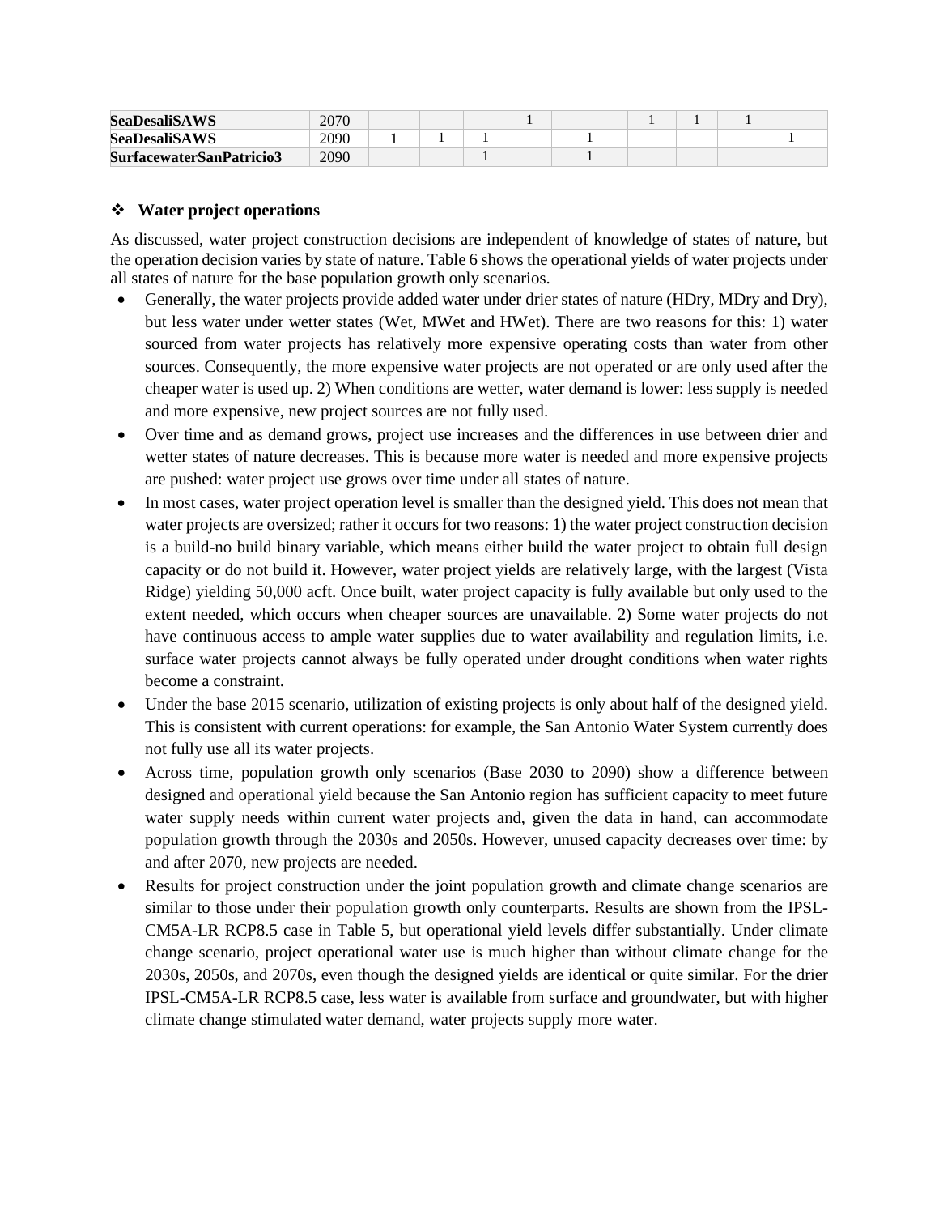| | | | | | | | | | | |
|---|---|---|---|---|---|---|---|---|---|---|
| **SeaDesaliSAWS** | 2070 | | | | 1 | | 1 | 1 | 1 | |
| **SeaDesaliSAWS** | 2090 | 1 | 1 | 1 | | 1 | | | | 1 |
| **SurfacewaterSanPatricio3** | 2090 | | | 1 | | 1 | | | | |

❖ **Water project operations**

As discussed, water project construction decisions are independent of knowledge of states of nature, but the operation decision varies by state of nature. Table 6 shows the operational yields of water projects under all states of nature for the base population growth only scenarios.

- Generally, the water projects provide added water under drier states of nature (HDry, MDry and Dry), but less water under wetter states (Wet, MWet and HWet). There are two reasons for this: 1) water sourced from water projects has relatively more expensive operating costs than water from other sources. Consequently, the more expensive water projects are not operated or are only used after the cheaper water is used up. 2) When conditions are wetter, water demand is lower: less supply is needed and more expensive, new project sources are not fully used.
- Over time and as demand grows, project use increases and the differences in use between drier and wetter states of nature decreases. This is because more water is needed and more expensive projects are pushed: water project use grows over time under all states of nature.
- In most cases, water project operation level is smaller than the designed yield. This does not mean that water projects are oversized; rather it occurs for two reasons: 1) the water project construction decision is a build-no build binary variable, which means either build the water project to obtain full design capacity or do not build it. However, water project yields are relatively large, with the largest (Vista Ridge) yielding 50,000 acft. Once built, water project capacity is fully available but only used to the extent needed, which occurs when cheaper sources are unavailable. 2) Some water projects do not have continuous access to ample water supplies due to water availability and regulation limits, i.e. surface water projects cannot always be fully operated under drought conditions when water rights become a constraint.
- Under the base 2015 scenario, utilization of existing projects is only about half of the designed yield. This is consistent with current operations: for example, the San Antonio Water System currently does not fully use all its water projects.
- Across time, population growth only scenarios (Base 2030 to 2090) show a difference between designed and operational yield because the San Antonio region has sufficient capacity to meet future water supply needs within current water projects and, given the data in hand, can accommodate population growth through the 2030s and 2050s. However, unused capacity decreases over time: by and after 2070, new projects are needed.
- Results for project construction under the joint population growth and climate change scenarios are similar to those under their population growth only counterparts. Results are shown from the IPSL-CM5A-LR RCP8.5 case in Table 5, but operational yield levels differ substantially. Under climate change scenario, project operational water use is much higher than without climate change for the 2030s, 2050s, and 2070s, even though the designed yields are identical or quite similar. For the drier IPSL-CM5A-LR RCP8.5 case, less water is available from surface and groundwater, but with higher climate change stimulated water demand, water projects supply more water.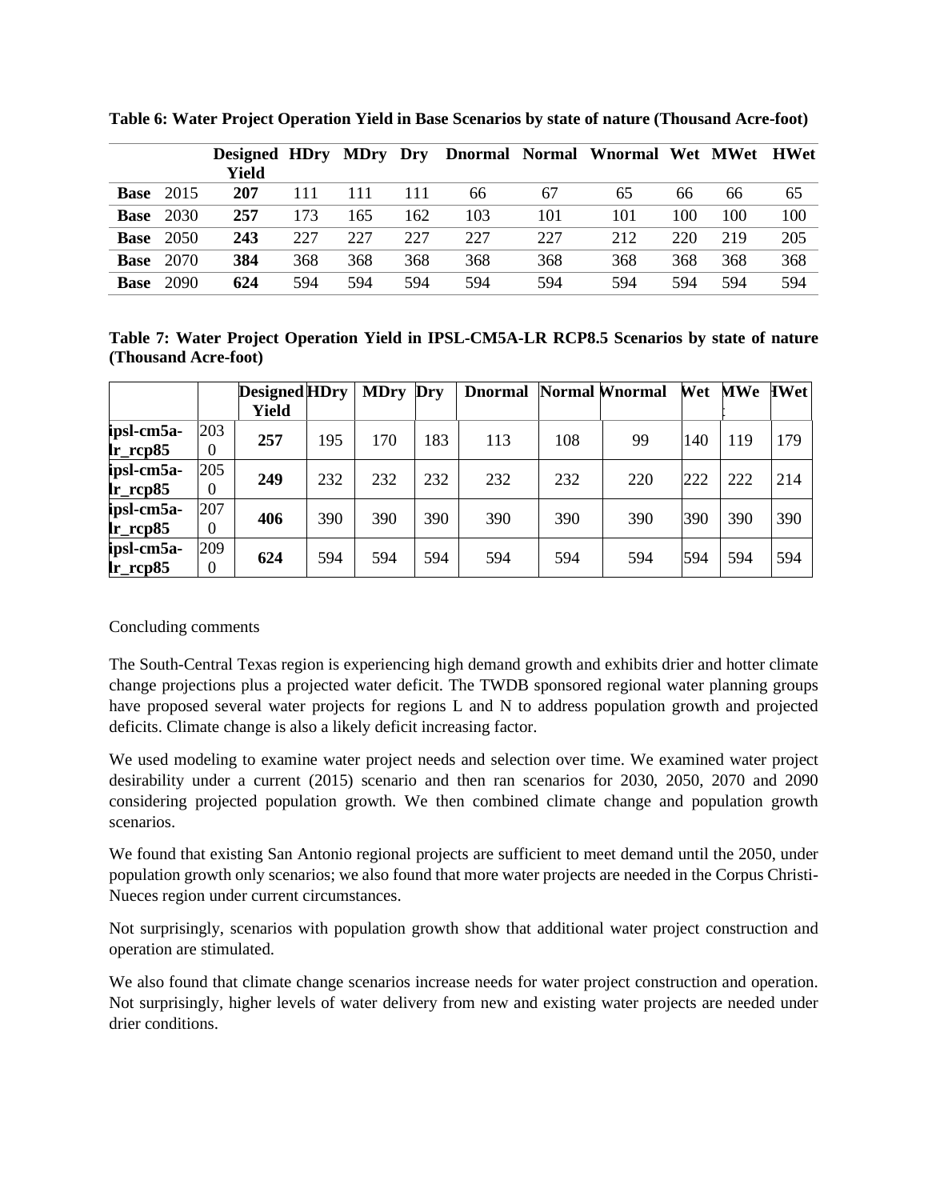**Table 6: Water Project Operation Yield in Base Scenarios by state of nature (Thousand Acre-foot)**

| | | Designed Yield | HDry | MDry | Dry | Dnormal | Normal | Wnormal | Wet | MWet | HWet |
|---|---|---|---|---|---|---|---|---|---|---|---|
| **Base** | 2015 | **207** | 111 | 111 | 111 | 66 | 67 | 65 | 66 | 66 | 65 |
| **Base** | 2030 | **257** | 173 | 165 | 162 | 103 | 101 | 101 | 100 | 100 | 100 |
| **Base** | 2050 | **243** | 227 | 227 | 227 | 227 | 227 | 212 | 220 | 219 | 205 |
| **Base** | 2070 | **384** | 368 | 368 | 368 | 368 | 368 | 368 | 368 | 368 | 368 |
| **Base** | 2090 | **624** | 594 | 594 | 594 | 594 | 594 | 594 | 594 | 594 | 594 |

**Table 7: Water Project Operation Yield in IPSL-CM5A-LR RCP8.5 Scenarios by state of nature (Thousand Acre-foot)**

| | | Designed Yield | HDry | MDry | Dry | Dnormal | Normal | Wnormal | Wet | MWet | HWet |
|---|---|---|---|---|---|---|---|---|---|---|---|
| **ipsl-cm5a-lr_rcp85** | 2030 | **257** | 195 | 170 | 183 | 113 | 108 | 99 | 140 | 119 | 179 |
| **ipsl-cm5a-lr_rcp85** | 2050 | **249** | 232 | 232 | 232 | 232 | 232 | 220 | 222 | 222 | 214 |
| **ipsl-cm5a-lr_rcp85** | 2070 | **406** | 390 | 390 | 390 | 390 | 390 | 390 | 390 | 390 | 390 |
| **ipsl-cm5a-lr_rcp85** | 2090 | **624** | 594 | 594 | 594 | 594 | 594 | 594 | 594 | 594 | 594 |

Concluding comments

The South-Central Texas region is experiencing high demand growth and exhibits drier and hotter climate change projections plus a projected water deficit. The TWDB sponsored regional water planning groups have proposed several water projects for regions L and N to address population growth and projected deficits. Climate change is also a likely deficit increasing factor.

We used modeling to examine water project needs and selection over time. We examined water project desirability under a current (2015) scenario and then ran scenarios for 2030, 2050, 2070 and 2090 considering projected population growth. We then combined climate change and population growth scenarios.

We found that existing San Antonio regional projects are sufficient to meet demand until the 2050, under population growth only scenarios; we also found that more water projects are needed in the Corpus Christi-Nueces region under current circumstances.

Not surprisingly, scenarios with population growth show that additional water project construction and operation are stimulated.

We also found that climate change scenarios increase needs for water project construction and operation. Not surprisingly, higher levels of water delivery from new and existing water projects are needed under drier conditions.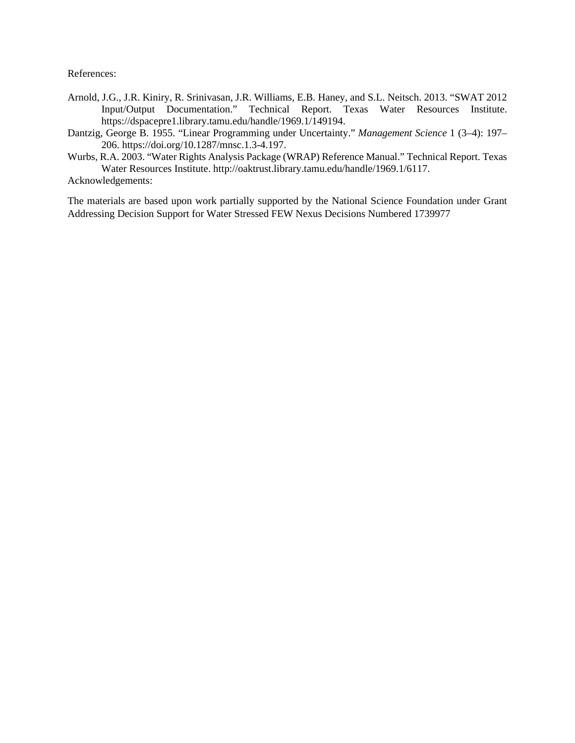References:

Arnold, J.G., J.R. Kiniry, R. Srinivasan, J.R. Williams, E.B. Haney, and S.L. Neitsch. 2013. "SWAT 2012 Input/Output Documentation." Technical Report. Texas Water Resources Institute. https://dspacepre1.library.tamu.edu/handle/1969.1/149194.

Dantzig, George B. 1955. "Linear Programming under Uncertainty." *Management Science* 1 (3–4): 197–206. https://doi.org/10.1287/mnsc.1.3-4.197.

Wurbs, R.A. 2003. "Water Rights Analysis Package (WRAP) Reference Manual." Technical Report. Texas Water Resources Institute. http://oaktrust.library.tamu.edu/handle/1969.1/6117.

Acknowledgements:

The materials are based upon work partially supported by the National Science Foundation under Grant Addressing Decision Support for Water Stressed FEW Nexus Decisions Numbered 1739977